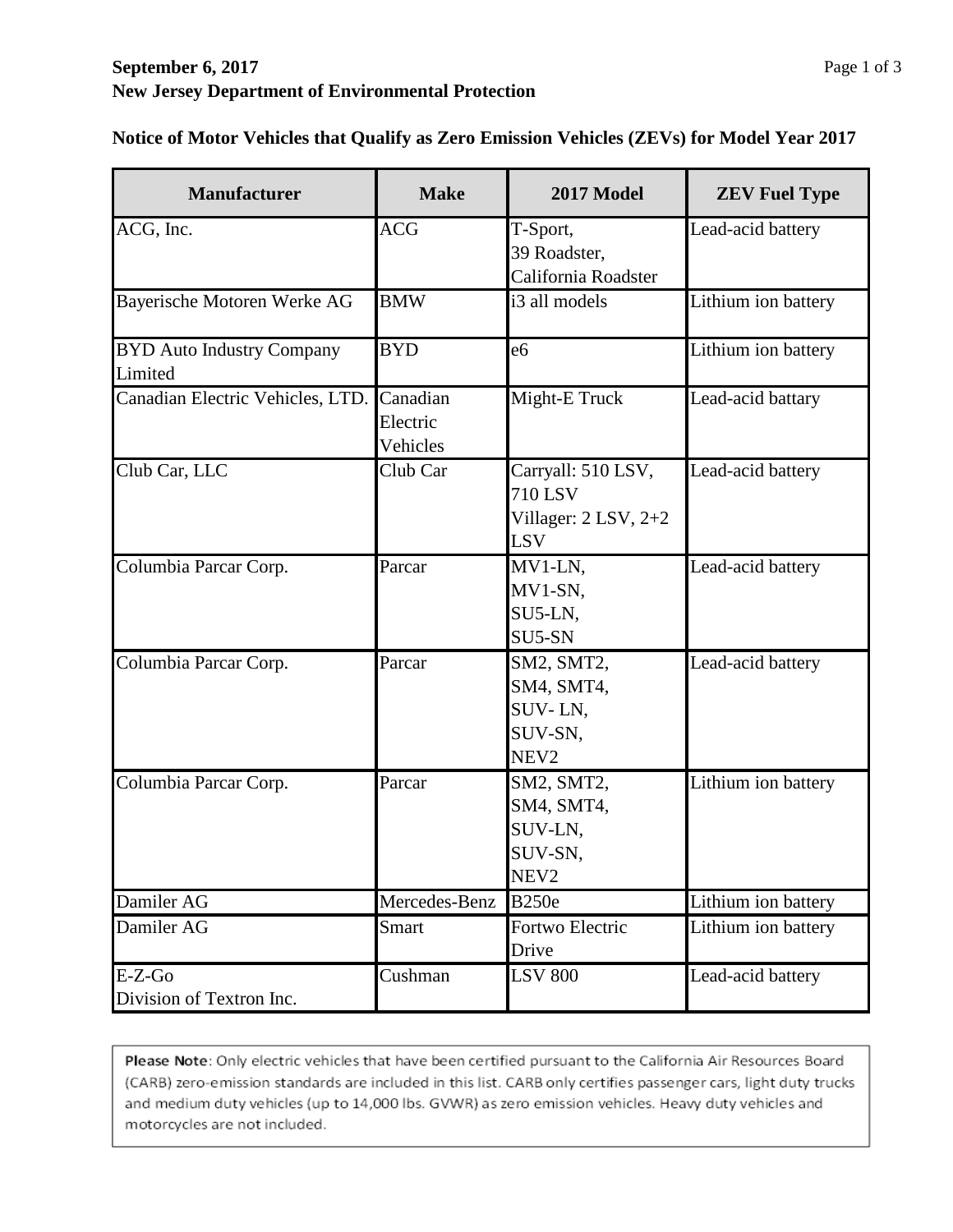**September 6, 2017**
**New Jersey Department of Environmental Protection**

**Notice of Motor Vehicles that Qualify as Zero Emission Vehicles (ZEVs) for Model Year 2017**

| Manufacturer | Make | 2017 Model | ZEV Fuel Type |
|---|---|---|---|
| ACG, Inc. | ACG | T-Sport, 39 Roadster, California Roadster | Lead-acid battery |
| Bayerische Motoren Werke AG | BMW | i3 all models | Lithium ion battery |
| BYD Auto Industry Company Limited | BYD | e6 | Lithium ion battery |
| Canadian Electric Vehicles, LTD. | Canadian Electric Vehicles | Might-E Truck | Lead-acid battary |
| Club Car, LLC | Club Car | Carryall: 510 LSV, 710 LSV Villager: 2 LSV, 2+2 LSV | Lead-acid battery |
| Columbia Parcar Corp. | Parcar | MV1-LN, MV1-SN, SU5-LN, SU5-SN | Lead-acid battery |
| Columbia Parcar Corp. | Parcar | SM2, SMT2, SM4, SMT4, SUV- LN, SUV-SN, NEV2 | Lead-acid battery |
| Columbia Parcar Corp. | Parcar | SM2, SMT2, SM4, SMT4, SUV-LN, SUV-SN, NEV2 | Lithium ion battery |
| Damiler AG | Mercedes-Benz | B250e | Lithium ion battery |
| Damiler AG | Smart | Fortwo Electric Drive | Lithium ion battery |
| E-Z-Go Division of Textron Inc. | Cushman | LSV 800 | Lead-acid battery |

Please Note: Only electric vehicles that have been certified pursuant to the California Air Resources Board (CARB) zero-emission standards are included in this list. CARB only certifies passenger cars, light duty trucks and medium duty vehicles (up to 14,000 lbs. GVWR) as zero emission vehicles. Heavy duty vehicles and motorcycles are not included.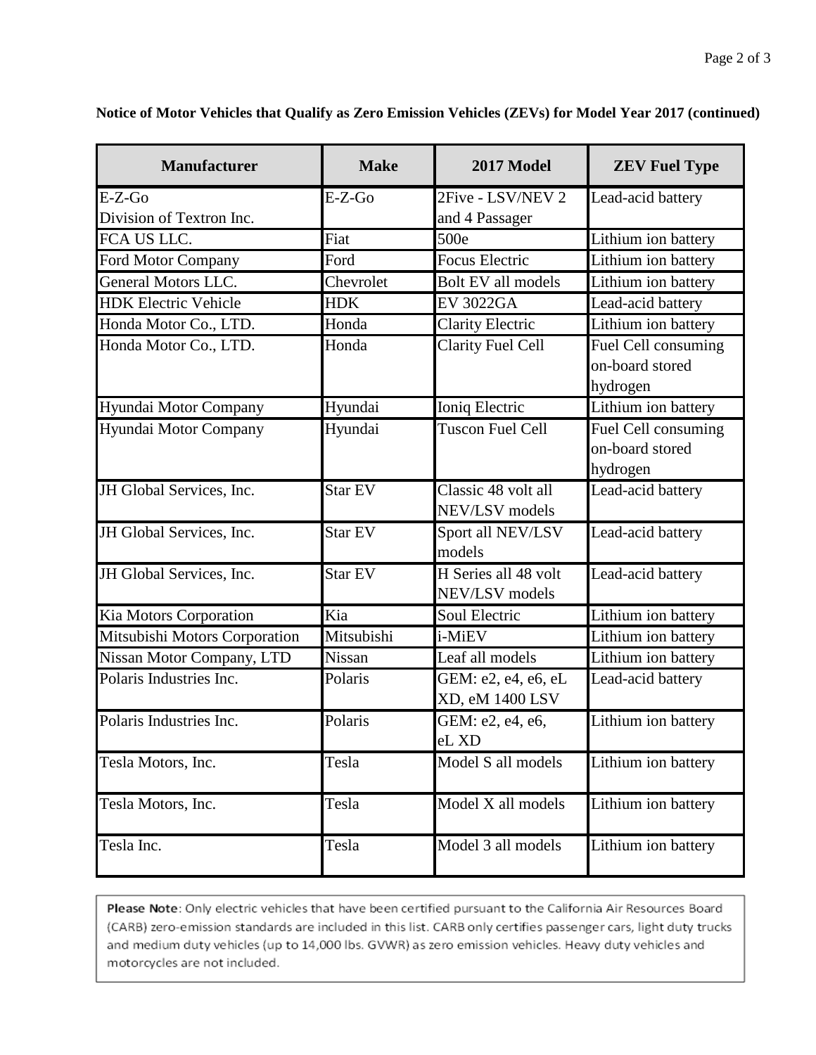**Notice of Motor Vehicles that Qualify as Zero Emission Vehicles (ZEVs) for Model Year 2017 (continued)**

| Manufacturer | Make | 2017 Model | ZEV Fuel Type |
|---|---|---|---|
| E-Z-Go Division of Textron Inc. | E-Z-Go | 2Five - LSV/NEV 2 and 4 Passager | Lead-acid battery |
| FCA US LLC. | Fiat | 500e | Lithium ion battery |
| Ford Motor Company | Ford | Focus Electric | Lithium ion battery |
| General Motors LLC. | Chevrolet | Bolt EV all models | Lithium ion battery |
| HDK Electric Vehicle | HDK | EV 3022GA | Lead-acid battery |
| Honda Motor Co., LTD. | Honda | Clarity Electric | Lithium ion battery |
| Honda Motor Co., LTD. | Honda | Clarity Fuel Cell | Fuel Cell consuming on-board stored hydrogen |
| Hyundai Motor Company | Hyundai | Ioniq Electric | Lithium ion battery |
| Hyundai Motor Company | Hyundai | Tuscon Fuel Cell | Fuel Cell consuming on-board stored hydrogen |
| JH Global Services, Inc. | Star EV | Classic 48 volt all NEV/LSV models | Lead-acid battery |
| JH Global Services, Inc. | Star EV | Sport all NEV/LSV models | Lead-acid battery |
| JH Global Services, Inc. | Star EV | H Series all 48 volt NEV/LSV models | Lead-acid battery |
| Kia Motors Corporation | Kia | Soul Electric | Lithium ion battery |
| Mitsubishi Motors Corporation | Mitsubishi | i-MiEV | Lithium ion battery |
| Nissan Motor Company, LTD | Nissan | Leaf all models | Lithium ion battery |
| Polaris Industries Inc. | Polaris | GEM: e2, e4, e6, eL XD, eM 1400 LSV | Lead-acid battery |
| Polaris Industries Inc. | Polaris | GEM: e2, e4, e6, eL XD | Lithium ion battery |
| Tesla Motors, Inc. | Tesla | Model S all models | Lithium ion battery |
| Tesla Motors, Inc. | Tesla | Model X all models | Lithium ion battery |
| Tesla Inc. | Tesla | Model 3 all models | Lithium ion battery |

**Please Note**: Only electric vehicles that have been certified pursuant to the California Air Resources Board (CARB) zero-emission standards are included in this list. CARB only certifies passenger cars, light duty trucks and medium duty vehicles (up to 14,000 lbs. GVWR) as zero emission vehicles. Heavy duty vehicles and motorcycles are not included.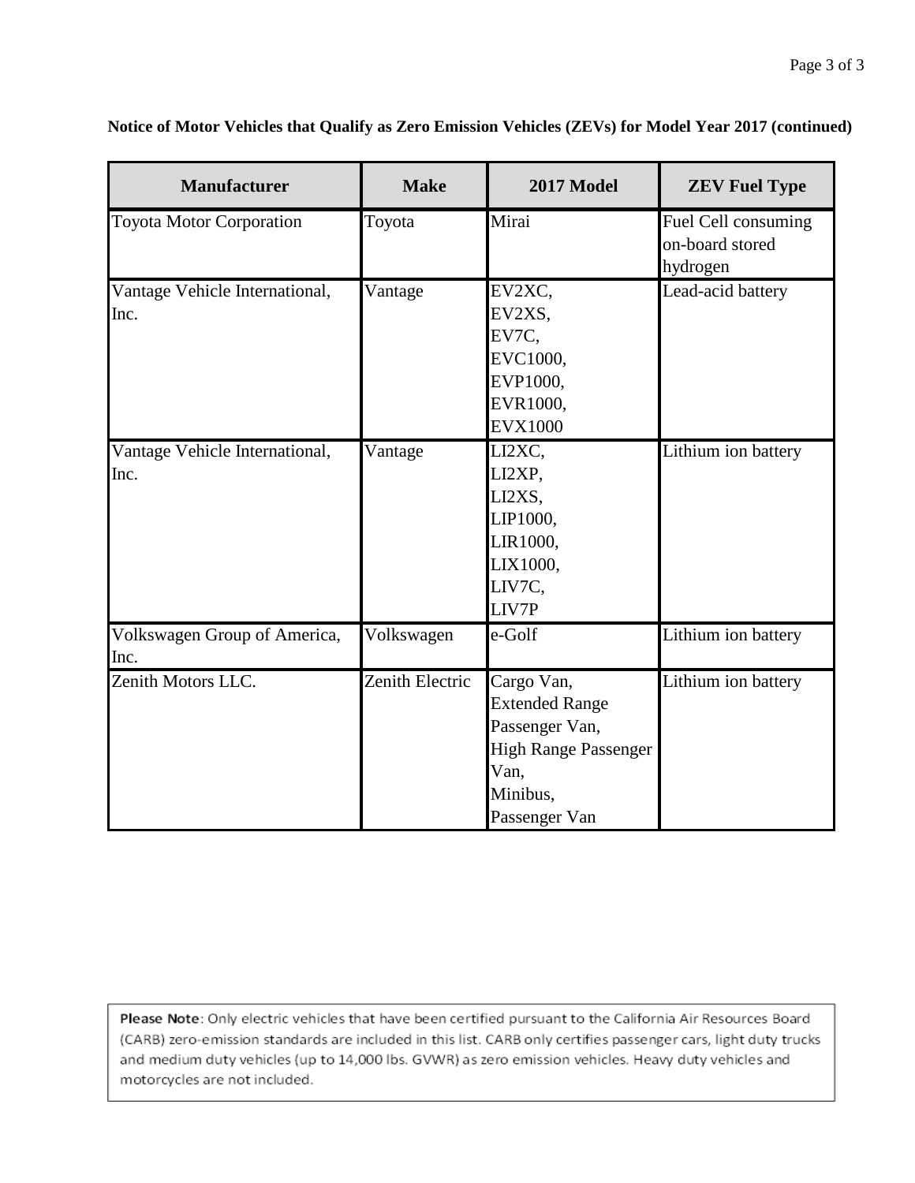**Notice of Motor Vehicles that Qualify as Zero Emission Vehicles (ZEVs) for Model Year 2017 (continued)**

| Manufacturer | Make | 2017 Model | ZEV Fuel Type |
|---|---|---|---|
| Toyota Motor Corporation | Toyota | Mirai | Fuel Cell consuming on-board stored hydrogen |
| Vantage Vehicle International, Inc. | Vantage | EV2XC, EV2XS, EV7C, EVC1000, EVP1000, EVR1000, EVX1000 | Lead-acid battery |
| Vantage Vehicle International, Inc. | Vantage | LI2XC, LI2XP, LI2XS, LIP1000, LIR1000, LIX1000, LIV7C, LIV7P | Lithium ion battery |
| Volkswagen Group of America, Inc. | Volkswagen | e-Golf | Lithium ion battery |
| Zenith Motors LLC. | Zenith Electric | Cargo Van, Extended Range Passenger Van, High Range Passenger Van, Minibus, Passenger Van | Lithium ion battery |

**Please Note**: Only electric vehicles that have been certified pursuant to the California Air Resources Board (CARB) zero-emission standards are included in this list. CARB only certifies passenger cars, light duty trucks and medium duty vehicles (up to 14,000 lbs. GVWR) as zero emission vehicles. Heavy duty vehicles and motorcycles are not included.